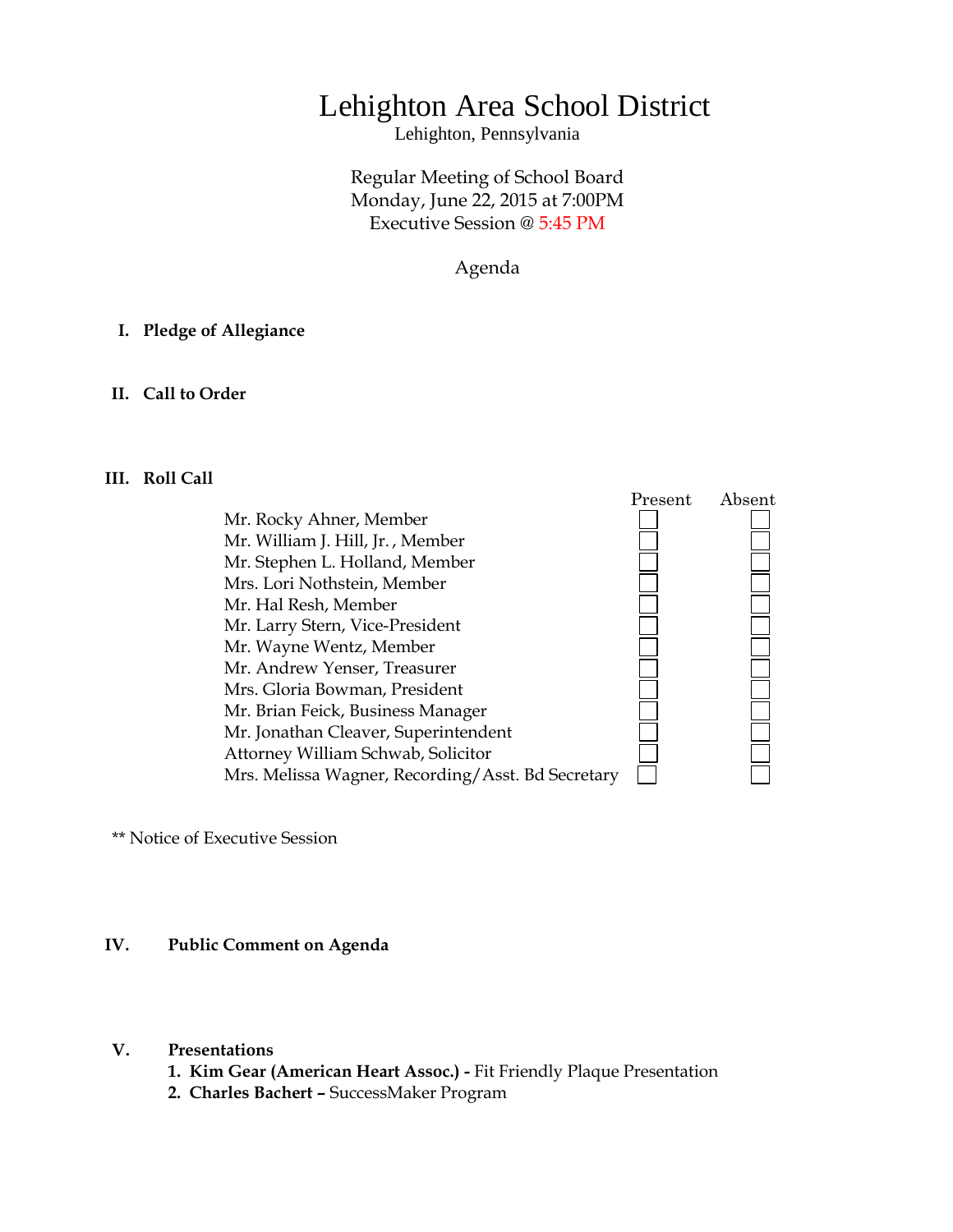# Lehighton Area School District

Lehighton, Pennsylvania

Regular Meeting of School Board
Monday, June 22, 2015 at 7:00PM
Executive Session @ 5:45 PM

Agenda

## I. Pledge of Allegiance

## II. Call to Order

## III. Roll Call

| | Present | Absent |
|---|---|---|
| Mr. Rocky Ahner, Member | ☐ | ☐ |
| Mr. William J. Hill, Jr. , Member | ☐ | ☐ |
| Mr. Stephen L. Holland, Member | ☐ | ☐ |
| Mrs. Lori Nothstein, Member | ☐ | ☐ |
| Mr. Hal Resh, Member | ☐ | ☐ |
| Mr. Larry Stern, Vice-President | ☐ | ☐ |
| Mr. Wayne Wentz, Member | ☐ | ☐ |
| Mr. Andrew Yenser, Treasurer | ☐ | ☐ |
| Mrs. Gloria Bowman, President | ☐ | ☐ |
| Mr. Brian Feick, Business Manager | ☐ | ☐ |
| Mr. Jonathan Cleaver, Superintendent | ☐ | ☐ |
| Attorney William Schwab, Solicitor | ☐ | ☐ |
| Mrs. Melissa Wagner, Recording/Asst. Bd Secretary | ☐ | ☐ |

** Notice of Executive Session

## IV. Public Comment on Agenda

## V. Presentations

1. **Kim Gear (American Heart Assoc.) -** Fit Friendly Plaque Presentation
2. **Charles Bachert –** SuccessMaker Program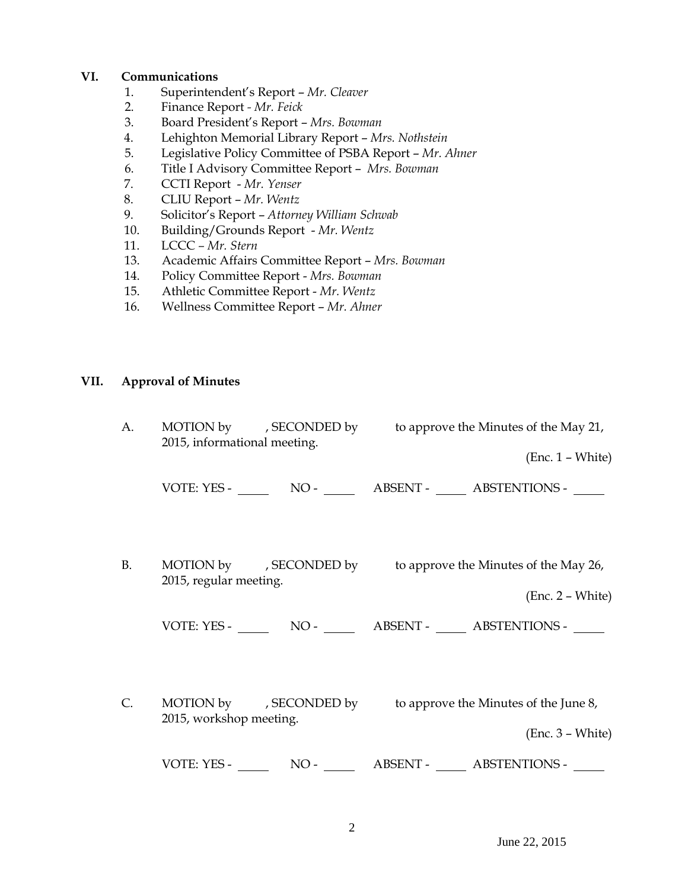## VI. Communications

1. Superintendent's Report – *Mr. Cleaver*
2. Finance Report - *Mr. Feick*
3. Board President's Report – *Mrs. Bowman*
4. Lehighton Memorial Library Report – *Mrs. Nothstein*
5. Legislative Policy Committee of PSBA Report – *Mr. Ahner*
6. Title I Advisory Committee Report – *Mrs. Bowman*
7. CCTI Report - *Mr. Yenser*
8. CLIU Report – *Mr. Wentz*
9. Solicitor's Report – *Attorney William Schwab*
10. Building/Grounds Report - *Mr. Wentz*
11. LCCC – *Mr. Stern*
13. Academic Affairs Committee Report – *Mrs. Bowman*
14. Policy Committee Report - *Mrs. Bowman*
15. Athletic Committee Report - *Mr. Wentz*
16. Wellness Committee Report – *Mr. Ahner*

## VII. Approval of Minutes

A. MOTION by , SECONDED by to approve the Minutes of the May 21, 2015, informational meeting.

(Enc. 1 – White)

VOTE: YES - ____ NO - ____ ABSENT - ____ ABSTENTIONS - ____

B. MOTION by , SECONDED by to approve the Minutes of the May 26, 2015, regular meeting.

(Enc. 2 – White)

VOTE: YES - ____ NO - ____ ABSENT - ____ ABSTENTIONS - ____

C. MOTION by , SECONDED by to approve the Minutes of the June 8, 2015, workshop meeting.

(Enc. 3 – White)

VOTE: YES - ____ NO - ____ ABSENT - ____ ABSTENTIONS - ____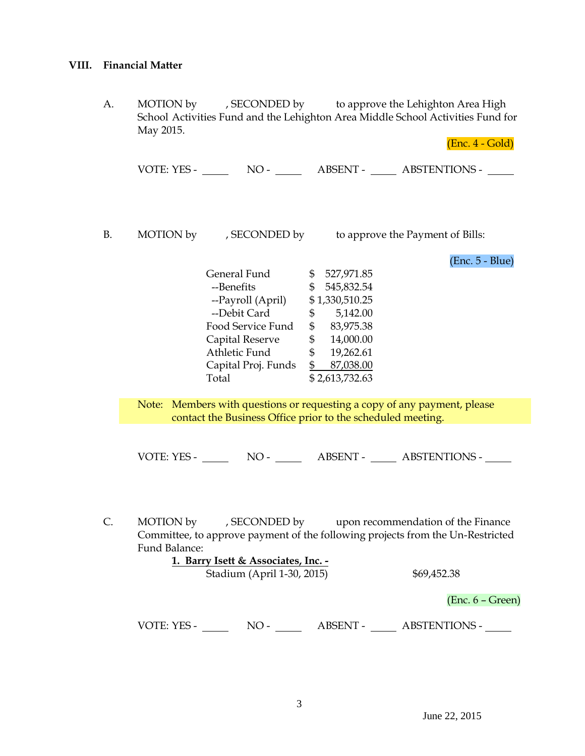## VIII. Financial Matter

A. MOTION by , SECONDED by to approve the Lehighton Area High School Activities Fund and the Lehighton Area Middle School Activities Fund for May 2015.

(Enc. 4 - Gold)

VOTE: YES - _____ NO - _____ ABSENT - _____ ABSTENTIONS - _____

B. MOTION by , SECONDED by to approve the Payment of Bills:

(Enc. 5 - Blue)

| | |
|---|---|
| General Fund | $ 527,971.85 |
| --Benefits | $ 545,832.54 |
| --Payroll (April) | $ 1,330,510.25 |
| --Debit Card | $ 5,142.00 |
| Food Service Fund | $ 83,975.38 |
| Capital Reserve | $ 14,000.00 |
| Athletic Fund | $ 19,262.61 |
| Capital Proj. Funds | $ 87,038.00 |
| Total | $ 2,613,732.63 |

Note: Members with questions or requesting a copy of any payment, please contact the Business Office prior to the scheduled meeting.

VOTE: YES - _____ NO - _____ ABSENT - _____ ABSTENTIONS - _____

C. MOTION by , SECONDED by upon recommendation of the Finance Committee, to approve payment of the following projects from the Un-Restricted Fund Balance:

**1. Barry Isett & Associates, Inc. -**
Stadium (April 1-30, 2015) $69,452.38

(Enc. 6 – Green)

VOTE: YES - _____ NO - _____ ABSENT - _____ ABSTENTIONS - _____

June 22, 2015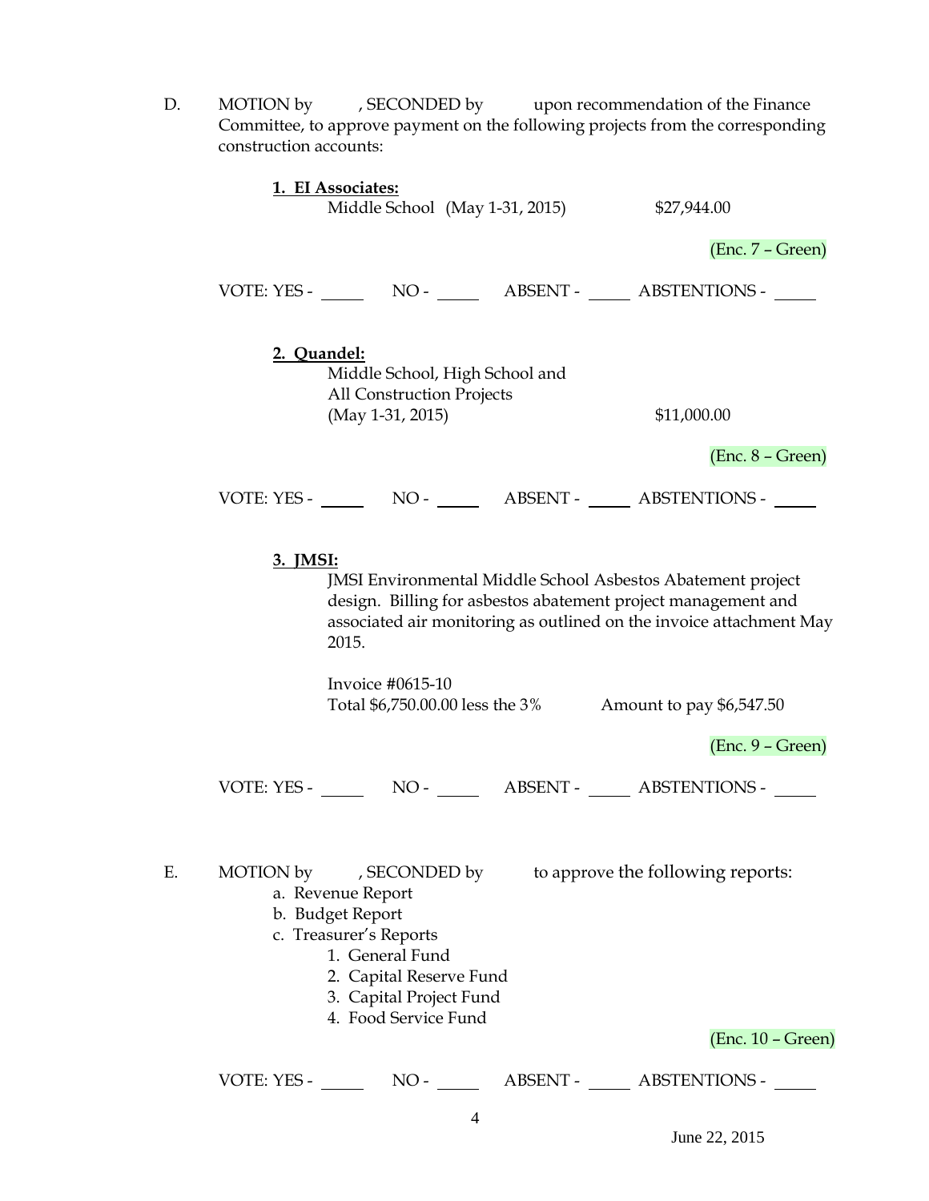D. MOTION by , SECONDED by upon recommendation of the Finance Committee, to approve payment on the following projects from the corresponding construction accounts:

**1. EI Associates:**

Middle School (May 1-31, 2015) $27,944.00

(Enc. 7 – Green)

VOTE: YES - _____ NO - _____ ABSENT - _____ ABSTENTIONS - _____

**2. Quandel:**

Middle School, High School and
All Construction Projects
(May 1-31, 2015) $11,000.00

(Enc. 8 – Green)

VOTE: YES - _____ NO - _____ ABSENT - _____ ABSTENTIONS - _____

**3. JMSI:**

JMSI Environmental Middle School Asbestos Abatement project design. Billing for asbestos abatement project management and associated air monitoring as outlined on the invoice attachment May 2015.

Invoice #0615-10
Total $6,750.00.00 less the 3% Amount to pay $6,547.50

(Enc. 9 – Green)

VOTE: YES - _____ NO - _____ ABSENT - _____ ABSTENTIONS - _____

E. MOTION by , SECONDED by to approve the following reports:

a. Revenue Report
b. Budget Report
c. Treasurer's Reports
   1. General Fund
   2. Capital Reserve Fund
   3. Capital Project Fund
   4. Food Service Fund

(Enc. 10 – Green)

VOTE: YES - _____ NO - _____ ABSENT - _____ ABSTENTIONS - _____

June 22, 2015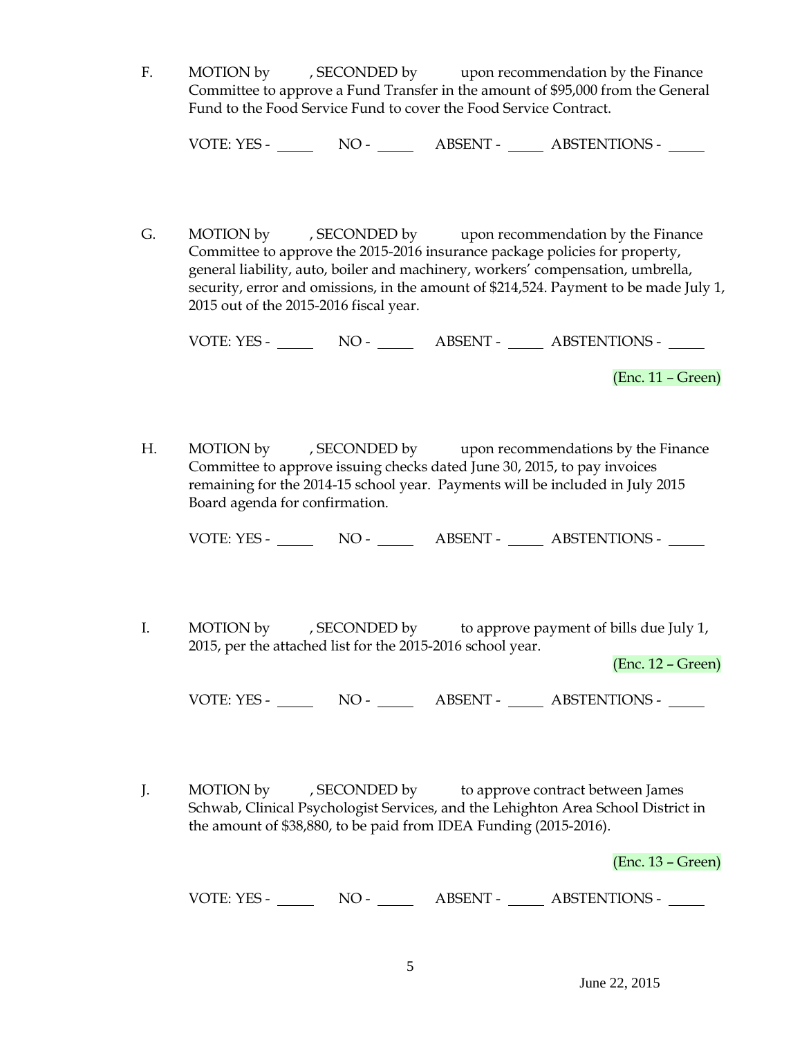F. MOTION by , SECONDED by upon recommendation by the Finance Committee to approve a Fund Transfer in the amount of $95,000 from the General Fund to the Food Service Fund to cover the Food Service Contract.

VOTE: YES - _____ NO - _____ ABSENT - _____ ABSTENTIONS - _____

G. MOTION by , SECONDED by upon recommendation by the Finance Committee to approve the 2015-2016 insurance package policies for property, general liability, auto, boiler and machinery, workers' compensation, umbrella, security, error and omissions, in the amount of $214,524. Payment to be made July 1, 2015 out of the 2015-2016 fiscal year.

VOTE: YES - _____ NO - _____ ABSENT - _____ ABSTENTIONS - _____

(Enc. 11 – Green)

H. MOTION by , SECONDED by upon recommendations by the Finance Committee to approve issuing checks dated June 30, 2015, to pay invoices remaining for the 2014-15 school year. Payments will be included in July 2015 Board agenda for confirmation.

VOTE: YES - _____ NO - _____ ABSENT - _____ ABSTENTIONS - _____

I. MOTION by , SECONDED by to approve payment of bills due July 1, 2015, per the attached list for the 2015-2016 school year.

(Enc. 12 – Green)

VOTE: YES - _____ NO - _____ ABSENT - _____ ABSTENTIONS - _____

J. MOTION by , SECONDED by to approve contract between James Schwab, Clinical Psychologist Services, and the Lehighton Area School District in the amount of $38,880, to be paid from IDEA Funding (2015-2016).

(Enc. 13 – Green)

VOTE: YES - _____ NO - _____ ABSENT - _____ ABSTENTIONS - _____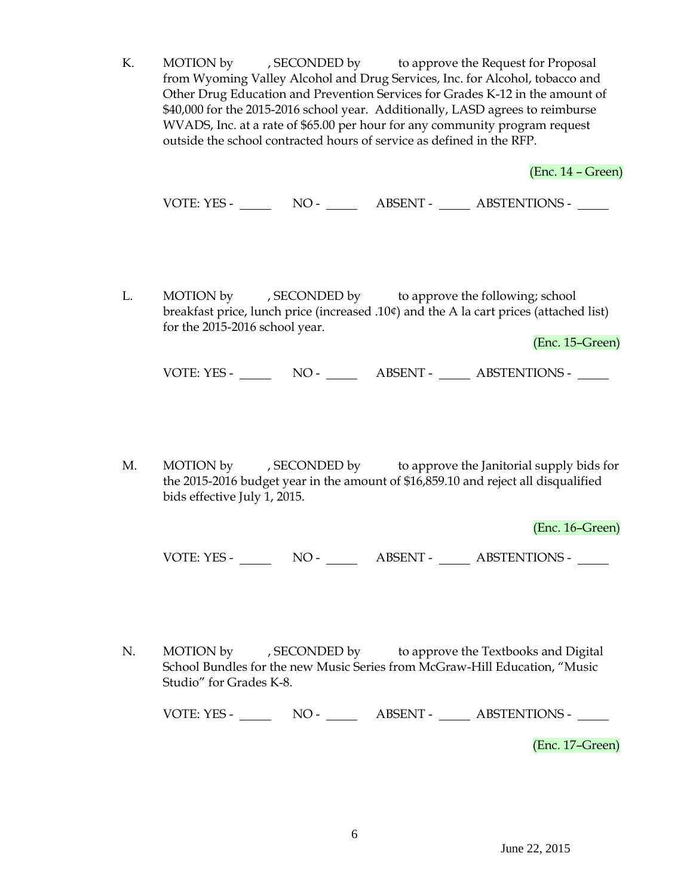K. MOTION by , SECONDED by to approve the Request for Proposal from Wyoming Valley Alcohol and Drug Services, Inc. for Alcohol, tobacco and Other Drug Education and Prevention Services for Grades K-12 in the amount of $40,000 for the 2015-2016 school year. Additionally, LASD agrees to reimburse WVADS, Inc. at a rate of $65.00 per hour for any community program request outside the school contracted hours of service as defined in the RFP.

(Enc. 14 – Green)

VOTE: YES - _____ NO - _____ ABSENT - _____ ABSTENTIONS - _____

L. MOTION by , SECONDED by to approve the following; school breakfast price, lunch price (increased .10¢) and the A la cart prices (attached list) for the 2015-2016 school year.

(Enc. 15–Green)

VOTE: YES - _____ NO - _____ ABSENT - _____ ABSTENTIONS - _____

M. MOTION by , SECONDED by to approve the Janitorial supply bids for the 2015-2016 budget year in the amount of $16,859.10 and reject all disqualified bids effective July 1, 2015.

(Enc. 16–Green)

VOTE: YES - _____ NO - _____ ABSENT - _____ ABSTENTIONS - _____

N. MOTION by , SECONDED by to approve the Textbooks and Digital School Bundles for the new Music Series from McGraw-Hill Education, "Music Studio" for Grades K-8.

VOTE: YES - _____ NO - _____ ABSENT - _____ ABSTENTIONS - _____

(Enc. 17–Green)

June 22, 2015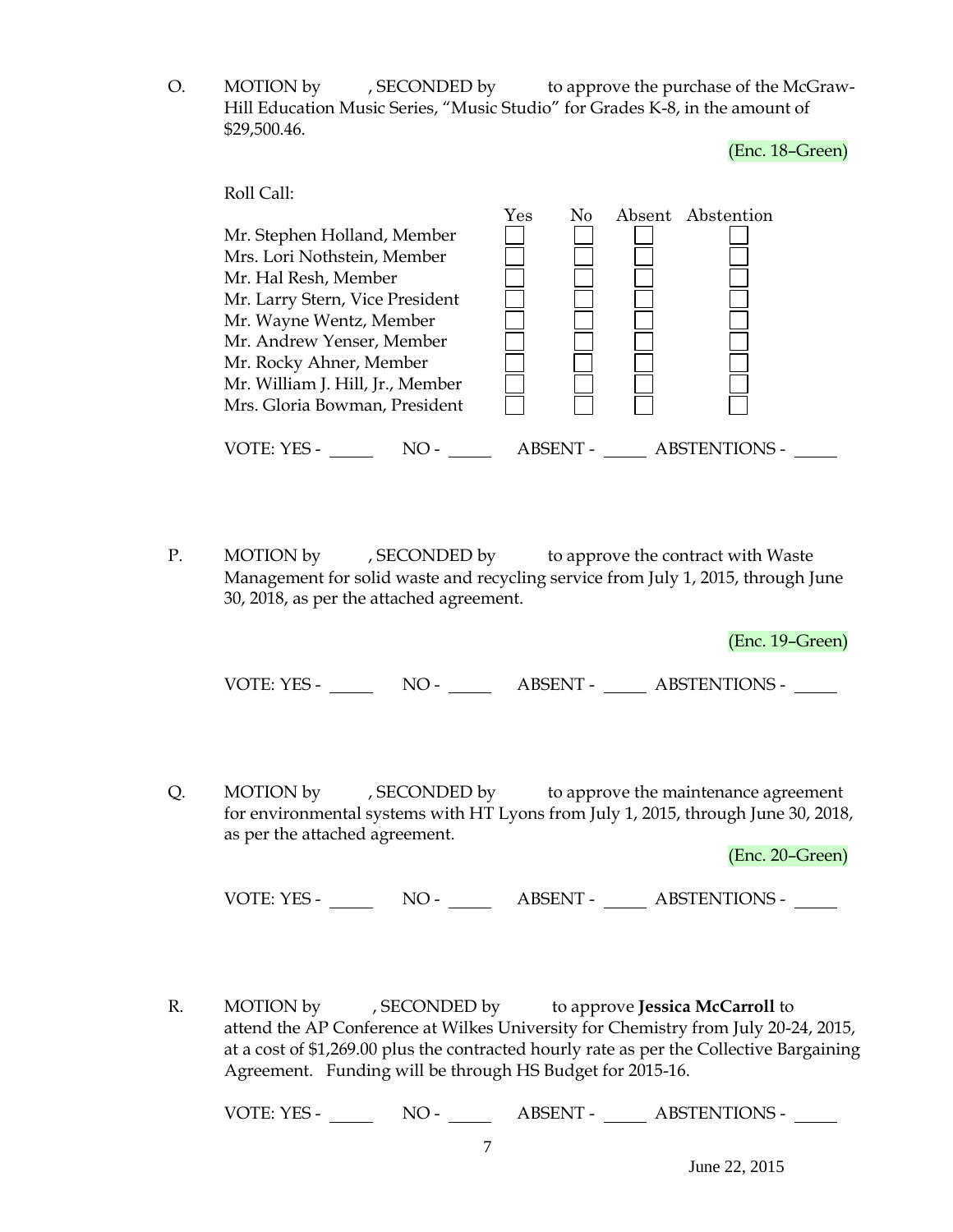O. MOTION by , SECONDED by to approve the purchase of the McGraw-Hill Education Music Series, "Music Studio" for Grades K-8, in the amount of $29,500.46.

(Enc. 18–Green)

Roll Call:

| | Yes | No | Absent | Abstention |
|---|---|---|---|---|
| Mr. Stephen Holland, Member | ☐ | ☐ | ☐ | ☐ |
| Mrs. Lori Nothstein, Member | ☐ | ☐ | ☐ | ☐ |
| Mr. Hal Resh, Member | ☐ | ☐ | ☐ | ☐ |
| Mr. Larry Stern, Vice President | ☐ | ☐ | ☐ | ☐ |
| Mr. Wayne Wentz, Member | ☐ | ☐ | ☐ | ☐ |
| Mr. Andrew Yenser, Member | ☐ | ☐ | ☐ | ☐ |
| Mr. Rocky Ahner, Member | ☐ | ☐ | ☐ | ☐ |
| Mr. William J. Hill, Jr., Member | ☐ | ☐ | ☐ | ☐ |
| Mrs. Gloria Bowman, President | ☐ | ☐ | ☐ | ☐ |

VOTE: YES - _____ NO - _____ ABSENT - _____ ABSTENTIONS - _____

P. MOTION by , SECONDED by to approve the contract with Waste Management for solid waste and recycling service from July 1, 2015, through June 30, 2018, as per the attached agreement.

(Enc. 19–Green)

VOTE: YES - _____ NO - _____ ABSENT - _____ ABSTENTIONS - _____

Q. MOTION by , SECONDED by to approve the maintenance agreement for environmental systems with HT Lyons from July 1, 2015, through June 30, 2018, as per the attached agreement.

(Enc. 20–Green)

VOTE: YES - _____ NO - _____ ABSENT - _____ ABSTENTIONS - _____

R. MOTION by , SECONDED by to approve **Jessica McCarroll** to attend the AP Conference at Wilkes University for Chemistry from July 20-24, 2015, at a cost of $1,269.00 plus the contracted hourly rate as per the Collective Bargaining Agreement. Funding will be through HS Budget for 2015-16.

VOTE: YES - _____ NO - _____ ABSENT - _____ ABSTENTIONS - _____

June 22, 2015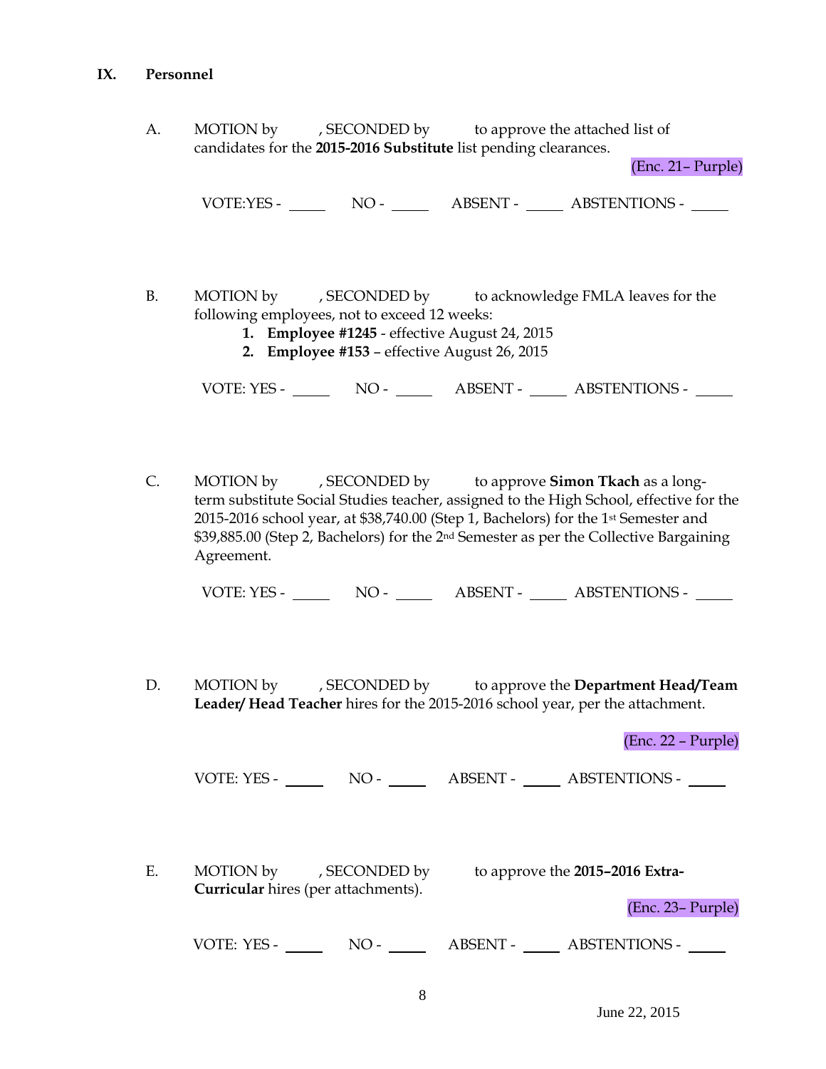## IX. Personnel

A. MOTION by \_\_\_\_\_, SECONDED by \_\_\_\_\_ to approve the attached list of candidates for the **2015-2016 Substitute** list pending clearances.

(Enc. 21– Purple)

VOTE:YES - \_\_\_\_\_ NO - \_\_\_\_\_ ABSENT - \_\_\_\_\_ ABSTENTIONS - \_\_\_\_\_

B. MOTION by \_\_\_\_\_, SECONDED by \_\_\_\_\_ to acknowledge FMLA leaves for the following employees, not to exceed 12 weeks:

1. **Employee #1245** - effective August 24, 2015
2. **Employee #153** – effective August 26, 2015

VOTE: YES - \_\_\_\_\_ NO - \_\_\_\_\_ ABSENT - \_\_\_\_\_ ABSTENTIONS - \_\_\_\_\_

C. MOTION by \_\_\_\_\_, SECONDED by \_\_\_\_\_ to approve **Simon Tkach** as a long-term substitute Social Studies teacher, assigned to the High School, effective for the 2015-2016 school year, at $38,740.00 (Step 1, Bachelors) for the 1st Semester and $39,885.00 (Step 2, Bachelors) for the 2nd Semester as per the Collective Bargaining Agreement.

VOTE: YES - \_\_\_\_\_ NO - \_\_\_\_\_ ABSENT - \_\_\_\_\_ ABSTENTIONS - \_\_\_\_\_

D. MOTION by \_\_\_\_\_, SECONDED by \_\_\_\_\_ to approve the **Department Head/Team Leader/ Head Teacher** hires for the 2015-2016 school year, per the attachment.

(Enc. 22 – Purple)

VOTE: YES - \_\_\_\_\_ NO - \_\_\_\_\_ ABSENT - \_\_\_\_\_ ABSTENTIONS - \_\_\_\_\_

E. MOTION by \_\_\_\_\_, SECONDED by \_\_\_\_\_ to approve the **2015–2016 Extra-Curricular** hires (per attachments).

(Enc. 23– Purple)

VOTE: YES - \_\_\_\_\_ NO - \_\_\_\_\_ ABSENT - \_\_\_\_\_ ABSTENTIONS - \_\_\_\_\_

June 22, 2015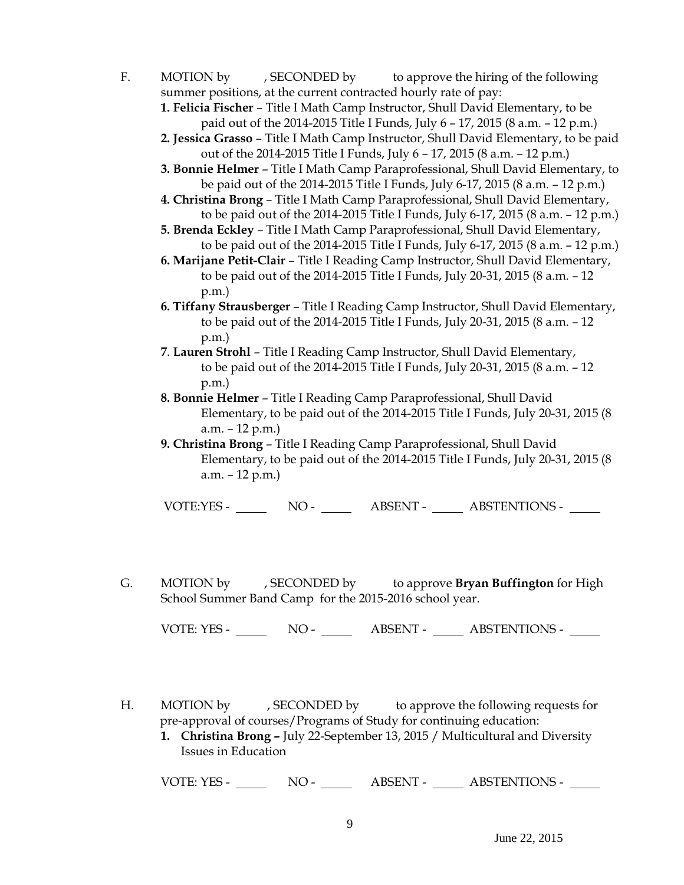F. MOTION by , SECONDED by to approve the hiring of the following summer positions, at the current contracted hourly rate of pay:

**1. Felicia Fischer** – Title I Math Camp Instructor, Shull David Elementary, to be paid out of the 2014-2015 Title I Funds, July 6 – 17, 2015 (8 a.m. – 12 p.m.)

**2. Jessica Grasso** – Title I Math Camp Instructor, Shull David Elementary, to be paid out of the 2014-2015 Title I Funds, July 6 – 17, 2015 (8 a.m. – 12 p.m.)

**3. Bonnie Helmer** – Title I Math Camp Paraprofessional, Shull David Elementary, to be paid out of the 2014-2015 Title I Funds, July 6-17, 2015 (8 a.m. – 12 p.m.)

**4. Christina Brong** – Title I Math Camp Paraprofessional, Shull David Elementary, to be paid out of the 2014-2015 Title I Funds, July 6-17, 2015 (8 a.m. – 12 p.m.)

**5. Brenda Eckley** – Title I Math Camp Paraprofessional, Shull David Elementary, to be paid out of the 2014-2015 Title I Funds, July 6-17, 2015 (8 a.m. – 12 p.m.)

**6. Marijane Petit-Clair** – Title I Reading Camp Instructor, Shull David Elementary, to be paid out of the 2014-2015 Title I Funds, July 20-31, 2015 (8 a.m. – 12 p.m.)

**6. Tiffany Strausberger** – Title I Reading Camp Instructor, Shull David Elementary, to be paid out of the 2014-2015 Title I Funds, July 20-31, 2015 (8 a.m. – 12 p.m.)

**7**. **Lauren Strohl** – Title I Reading Camp Instructor, Shull David Elementary, to be paid out of the 2014-2015 Title I Funds, July 20-31, 2015 (8 a.m. – 12 p.m.)

**8. Bonnie Helmer** – Title I Reading Camp Paraprofessional, Shull David Elementary, to be paid out of the 2014-2015 Title I Funds, July 20-31, 2015 (8 a.m. – 12 p.m.)

**9. Christina Brong** – Title I Reading Camp Paraprofessional, Shull David Elementary, to be paid out of the 2014-2015 Title I Funds, July 20-31, 2015 (8 a.m. – 12 p.m.)

VOTE:YES - _____ NO - _____ ABSENT - _____ ABSTENTIONS - _____

G. MOTION by , SECONDED by to approve **Bryan Buffington** for High School Summer Band Camp for the 2015-2016 school year.

VOTE: YES - _____ NO - _____ ABSENT - _____ ABSTENTIONS - _____

H. MOTION by , SECONDED by to approve the following requests for pre-approval of courses/Programs of Study for continuing education:

1. **Christina Brong –** July 22-September 13, 2015 / Multicultural and Diversity Issues in Education

VOTE: YES - _____ NO - _____ ABSENT - _____ ABSTENTIONS - _____

June 22, 2015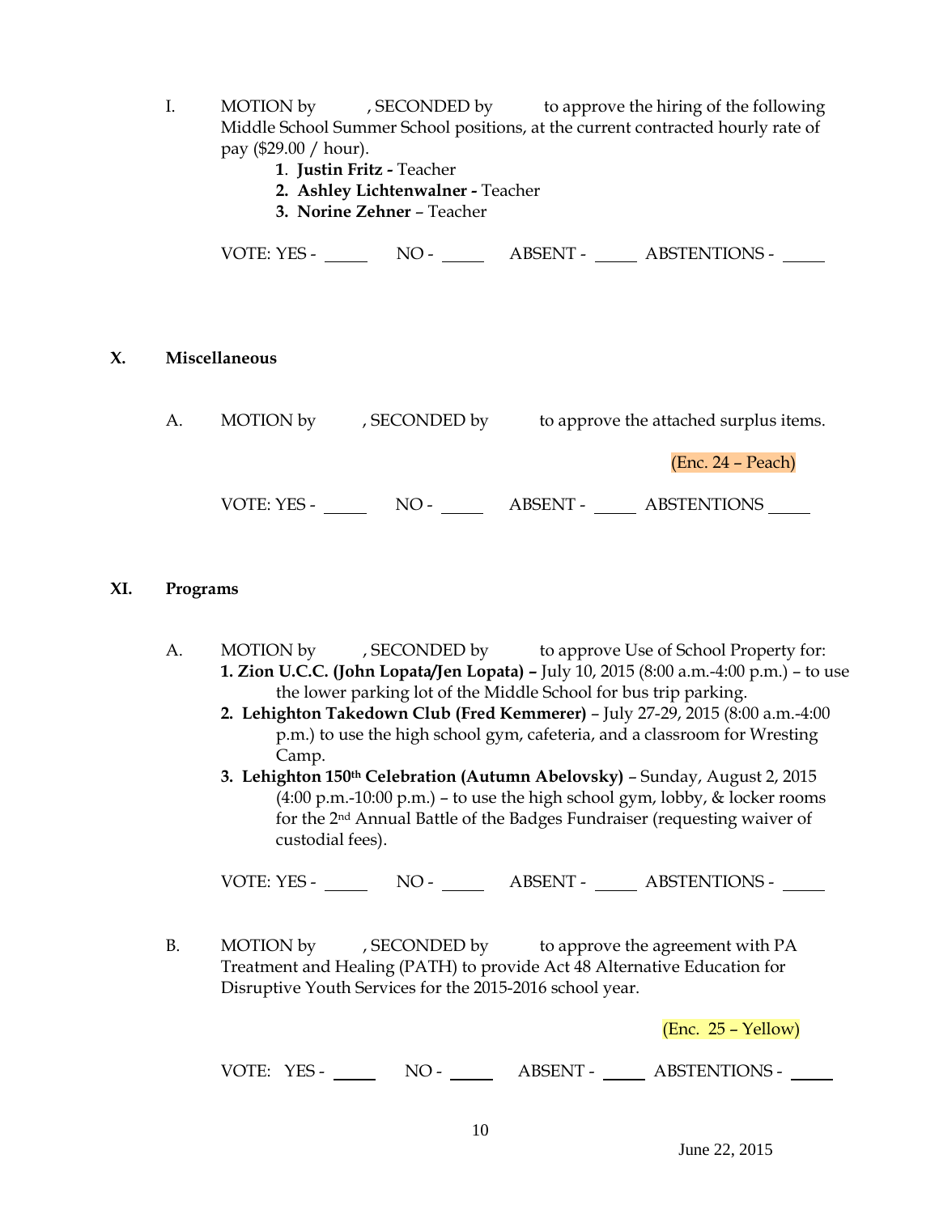I. MOTION by , SECONDED by to approve the hiring of the following Middle School Summer School positions, at the current contracted hourly rate of pay ($29.00 / hour).

1. **Justin Fritz -** Teacher
2. **Ashley Lichtenwalner -** Teacher
3. **Norine Zehner** – Teacher

VOTE: YES - _____ NO - _____ ABSENT - _____ ABSTENTIONS - _____

## X. Miscellaneous

A. MOTION by , SECONDED by to approve the attached surplus items.

(Enc. 24 – Peach)

VOTE: YES - _____ NO - _____ ABSENT - _____ ABSTENTIONS _____

## XI. Programs

A. MOTION by , SECONDED by to approve Use of School Property for:

1. **Zion U.C.C. (John Lopata/Jen Lopata) –** July 10, 2015 (8:00 a.m.-4:00 p.m.) – to use the lower parking lot of the Middle School for bus trip parking.
2. **Lehighton Takedown Club (Fred Kemmerer)** – July 27-29, 2015 (8:00 a.m.-4:00 p.m.) to use the high school gym, cafeteria, and a classroom for Wresting Camp.
3. **Lehighton 150th Celebration (Autumn Abelovsky)** – Sunday, August 2, 2015 (4:00 p.m.-10:00 p.m.) – to use the high school gym, lobby, & locker rooms for the 2nd Annual Battle of the Badges Fundraiser (requesting waiver of custodial fees).

VOTE: YES - _____ NO - _____ ABSENT - _____ ABSTENTIONS - _____

B. MOTION by , SECONDED by to approve the agreement with PA Treatment and Healing (PATH) to provide Act 48 Alternative Education for Disruptive Youth Services for the 2015-2016 school year.

(Enc. 25 – Yellow)

VOTE: YES - _____ NO - _____ ABSENT - _____ ABSTENTIONS - _____

June 22, 2015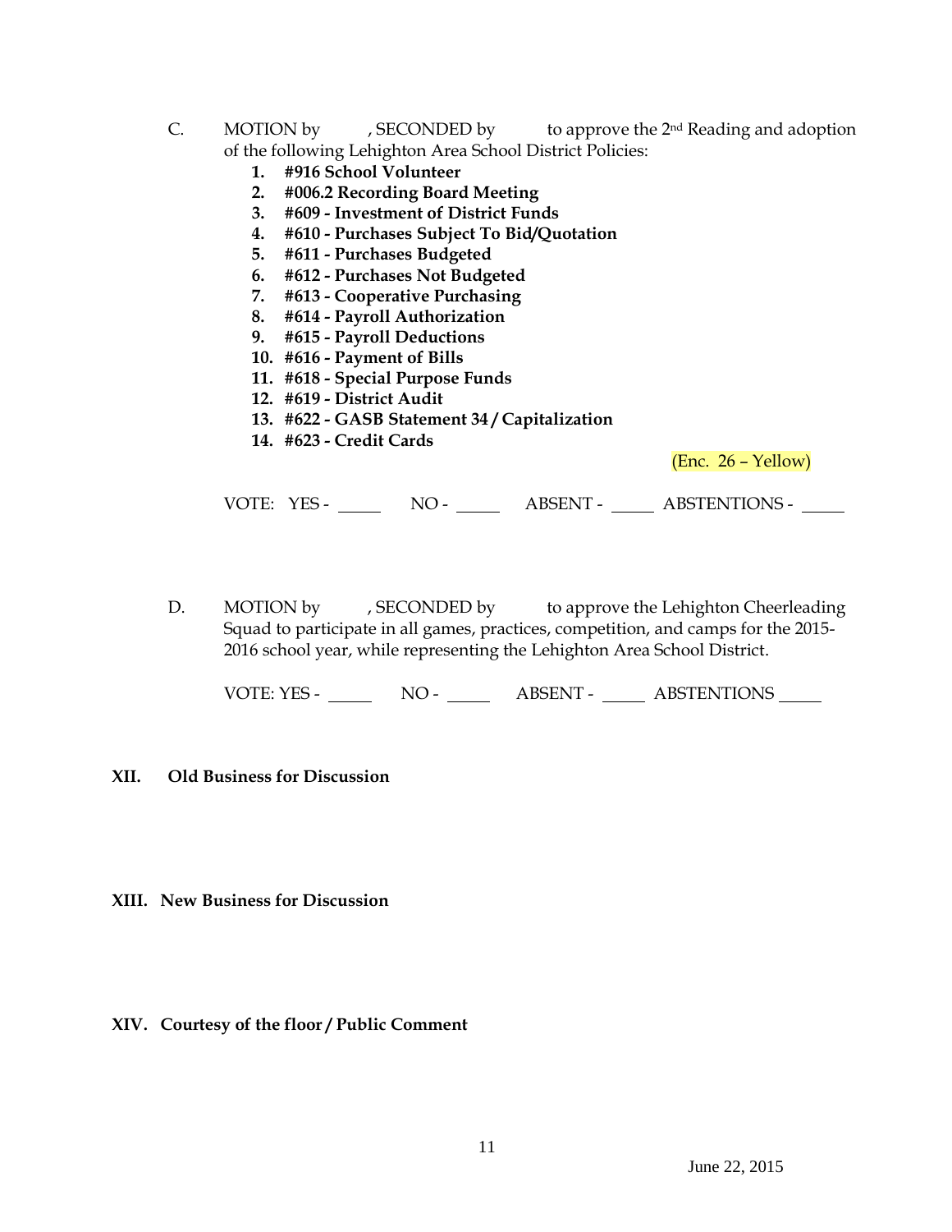C. MOTION by , SECONDED by to approve the 2nd Reading and adoption of the following Lehighton Area School District Policies:

1. **#916 School Volunteer**
2. **#006.2 Recording Board Meeting**
3. **#609 - Investment of District Funds**
4. **#610 - Purchases Subject To Bid/Quotation**
5. **#611 - Purchases Budgeted**
6. **#612 - Purchases Not Budgeted**
7. **#613 - Cooperative Purchasing**
8. **#614 - Payroll Authorization**
9. **#615 - Payroll Deductions**
10. **#616 - Payment of Bills**
11. **#618 - Special Purpose Funds**
12. **#619 - District Audit**
13. **#622 - GASB Statement 34 / Capitalization**
14. **#623 - Credit Cards**

(Enc. 26 – Yellow)

VOTE: YES - _____ NO - _____ ABSENT - _____ ABSTENTIONS - _____

D. MOTION by , SECONDED by to approve the Lehighton Cheerleading Squad to participate in all games, practices, competition, and camps for the 2015-2016 school year, while representing the Lehighton Area School District.

VOTE: YES - _____ NO - _____ ABSENT - _____ ABSTENTIONS _____

## XII. Old Business for Discussion

## XIII. New Business for Discussion

## XIV. Courtesy of the floor / Public Comment

June 22, 2015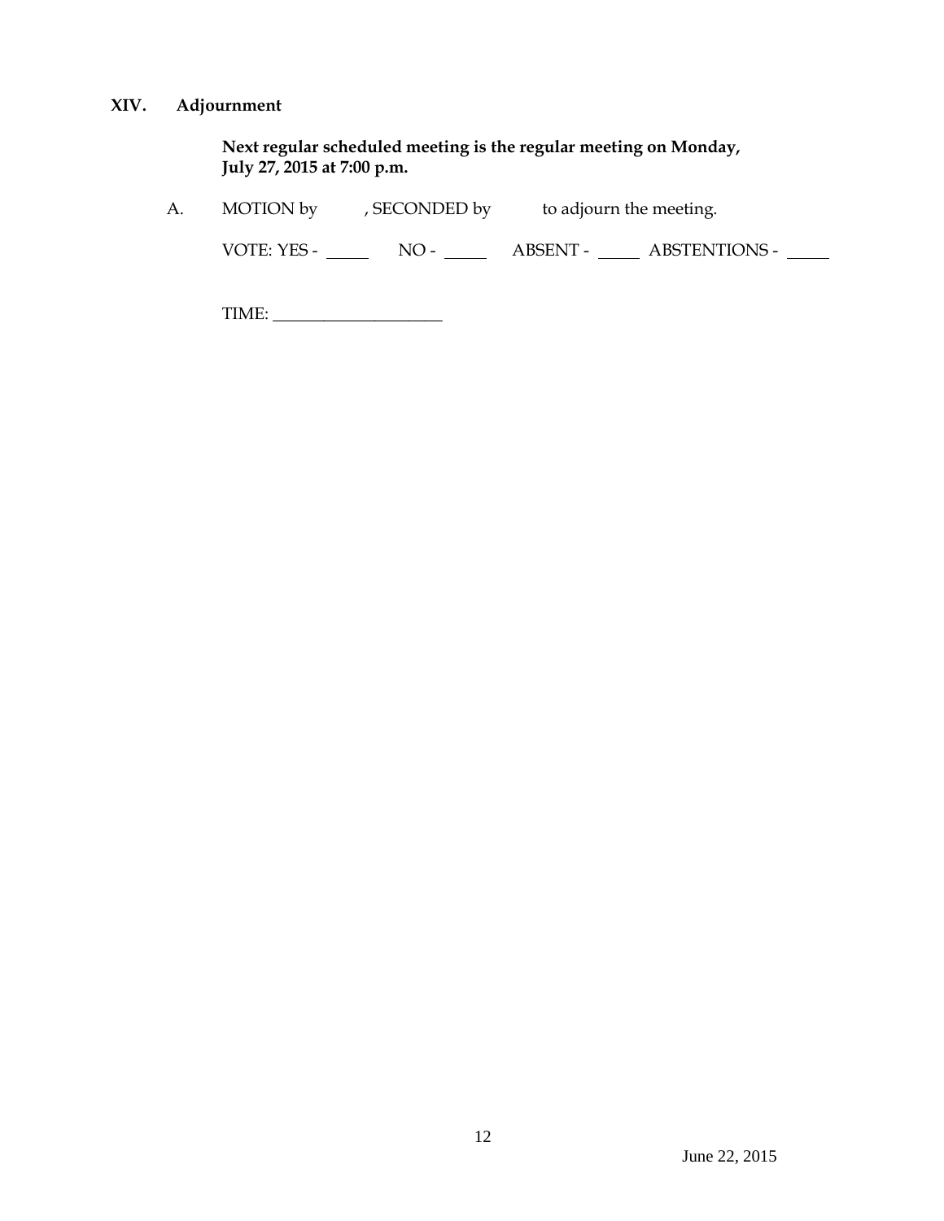## XIV. Adjournment

**Next regular scheduled meeting is the regular meeting on Monday, July 27, 2015 at 7:00 p.m.**

A. MOTION by , SECONDED by to adjourn the meeting.

VOTE: YES - _____ NO - _____ ABSENT - _____ ABSTENTIONS - _____

TIME: ____________________

June 22, 2015